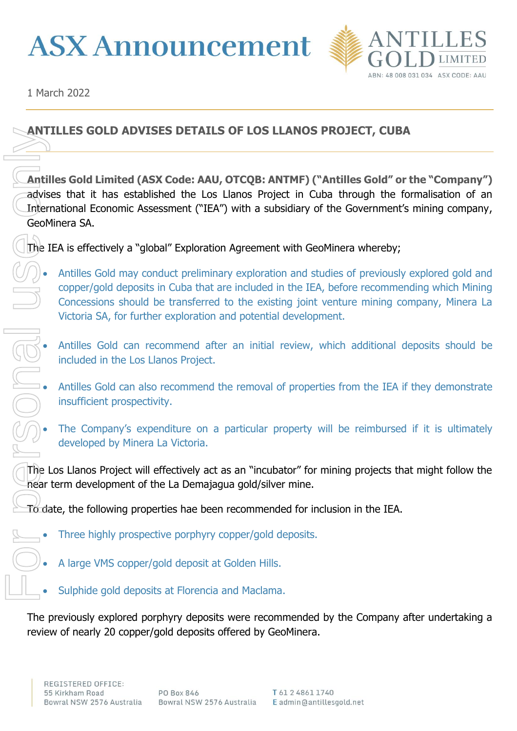# ASX Announcement

**ANTILLES GOLD LIMITED**
ABN: 48 008 031 034 ASX CODE: AAU

1 March 2022

## ANTILLES GOLD ADVISES DETAILS OF LOS LLANOS PROJECT, CUBA

**Antilles Gold Limited (ASX Code: AAU, OTCQB: ANTMF) ("Antilles Gold" or the "Company")** advises that it has established the Los Llanos Project in Cuba through the formalisation of an International Economic Assessment ("IEA") with a subsidiary of the Government's mining company, GeoMinera SA.

The IEA is effectively a "global" Exploration Agreement with GeoMinera whereby;

- Antilles Gold may conduct preliminary exploration and studies of previously explored gold and copper/gold deposits in Cuba that are included in the IEA, before recommending which Mining Concessions should be transferred to the existing joint venture mining company, Minera La Victoria SA, for further exploration and potential development.
- Antilles Gold can recommend after an initial review, which additional deposits should be included in the Los Llanos Project.
- Antilles Gold can also recommend the removal of properties from the IEA if they demonstrate insufficient prospectivity.
- The Company's expenditure on a particular property will be reimbursed if it is ultimately developed by Minera La Victoria.

The Los Llanos Project will effectively act as an "incubator" for mining projects that might follow the near term development of the La Demajagua gold/silver mine.

To date, the following properties hae been recommended for inclusion in the IEA.

- Three highly prospective porphyry copper/gold deposits.
- A large VMS copper/gold deposit at Golden Hills.
- Sulphide gold deposits at Florencia and Maclama.

The previously explored porphyry deposits were recommended by the Company after undertaking a review of nearly 20 copper/gold deposits offered by GeoMinera.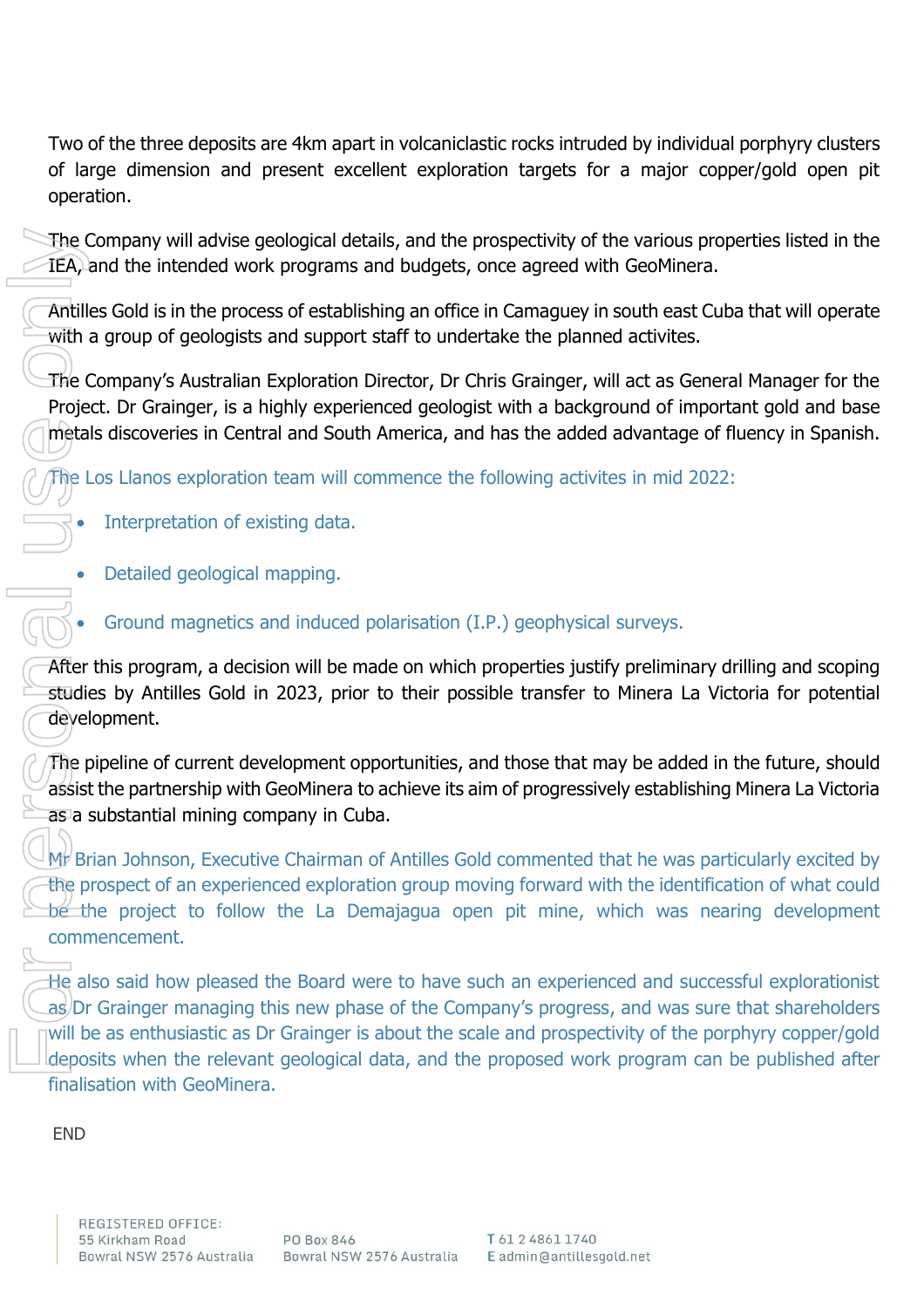Two of the three deposits are 4km apart in volcaniclastic rocks intruded by individual porphyry clusters of large dimension and present excellent exploration targets for a major copper/gold open pit operation.

The Company will advise geological details, and the prospectivity of the various properties listed in the IEA, and the intended work programs and budgets, once agreed with GeoMinera.

Antilles Gold is in the process of establishing an office in Camaguey in south east Cuba that will operate with a group of geologists and support staff to undertake the planned activites.

The Company's Australian Exploration Director, Dr Chris Grainger, will act as General Manager for the Project. Dr Grainger, is a highly experienced geologist with a background of important gold and base metals discoveries in Central and South America, and has the added advantage of fluency in Spanish.

The Los Llanos exploration team will commence the following activites in mid 2022:

- Interpretation of existing data.
- Detailed geological mapping.
- Ground magnetics and induced polarisation (I.P.) geophysical surveys.

After this program, a decision will be made on which properties justify preliminary drilling and scoping studies by Antilles Gold in 2023, prior to their possible transfer to Minera La Victoria for potential development.

The pipeline of current development opportunities, and those that may be added in the future, should assist the partnership with GeoMinera to achieve its aim of progressively establishing Minera La Victoria as a substantial mining company in Cuba.

Mr Brian Johnson, Executive Chairman of Antilles Gold commented that he was particularly excited by the prospect of an experienced exploration group moving forward with the identification of what could be the project to follow the La Demajagua open pit mine, which was nearing development commencement.

He also said how pleased the Board were to have such an experienced and successful explorationist as Dr Grainger managing this new phase of the Company's progress, and was sure that shareholders will be as enthusiastic as Dr Grainger is about the scale and prospectivity of the porphyry copper/gold deposits when the relevant geological data, and the proposed work program can be published after finalisation with GeoMinera.

END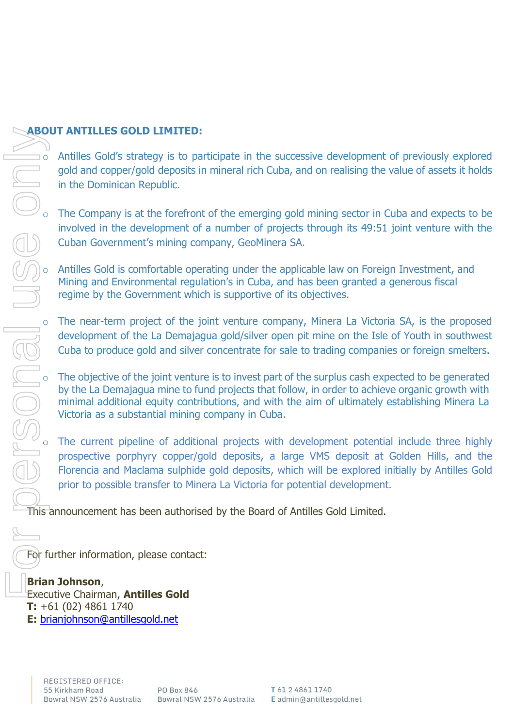## ABOUT ANTILLES GOLD LIMITED:

- Antilles Gold's strategy is to participate in the successive development of previously explored gold and copper/gold deposits in mineral rich Cuba, and on realising the value of assets it holds in the Dominican Republic.

- The Company is at the forefront of the emerging gold mining sector in Cuba and expects to be involved in the development of a number of projects through its 49:51 joint venture with the Cuban Government's mining company, GeoMinera SA.

- Antilles Gold is comfortable operating under the applicable law on Foreign Investment, and Mining and Environmental regulation's in Cuba, and has been granted a generous fiscal regime by the Government which is supportive of its objectives.

- The near-term project of the joint venture company, Minera La Victoria SA, is the proposed development of the La Demajagua gold/silver open pit mine on the Isle of Youth in southwest Cuba to produce gold and silver concentrate for sale to trading companies or foreign smelters.

- The objective of the joint venture is to invest part of the surplus cash expected to be generated by the La Demajagua mine to fund projects that follow, in order to achieve organic growth with minimal additional equity contributions, and with the aim of ultimately establishing Minera La Victoria as a substantial mining company in Cuba.

- The current pipeline of additional projects with development potential include three highly prospective porphyry copper/gold deposits, a large VMS deposit at Golden Hills, and the Florencia and Maclama sulphide gold deposits, which will be explored initially by Antilles Gold prior to possible transfer to Minera La Victoria for potential development.

This announcement has been authorised by the Board of Antilles Gold Limited.

For further information, please contact:

**Brian Johnson**,
Executive Chairman, **Antilles Gold**
**T:** +61 (02) 4861 1740
**E:** brianjohnson@antillesgold.net

REGISTERED OFFICE:
55 Kirkham Road
Bowral NSW 2576 Australia

PO Box 846
Bowral NSW 2576 Australia

T 61 2 4861 1740
E admin@antillesgold.net